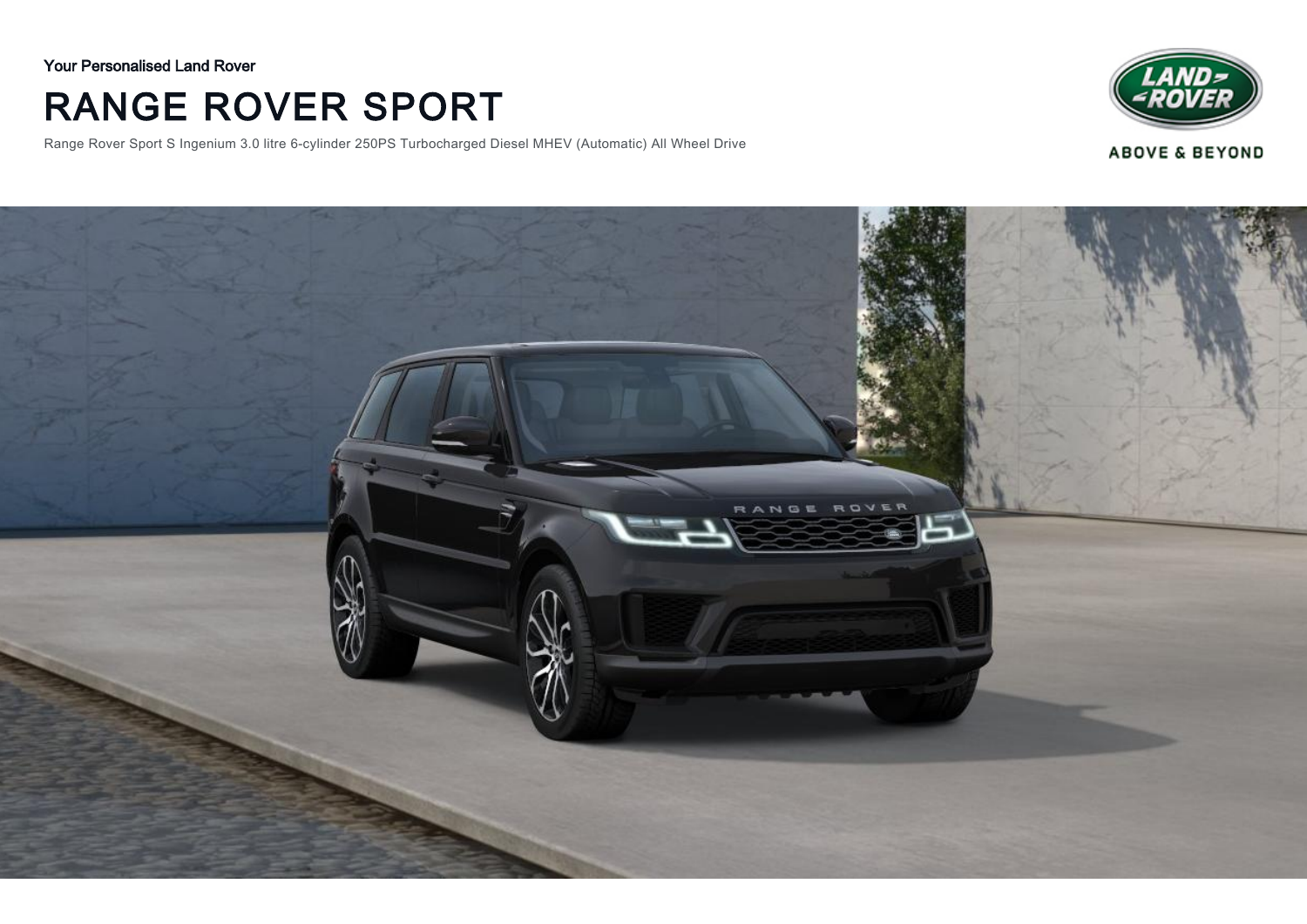Your Personalised Land Rover

# RANGE ROVER SPORT

Range Rover Sport S Ingenium 3.0 litre 6-cylinder 250PS Turbocharged Diesel MHEV (Automatic) All Wheel Drive

ABOVE & BEYOND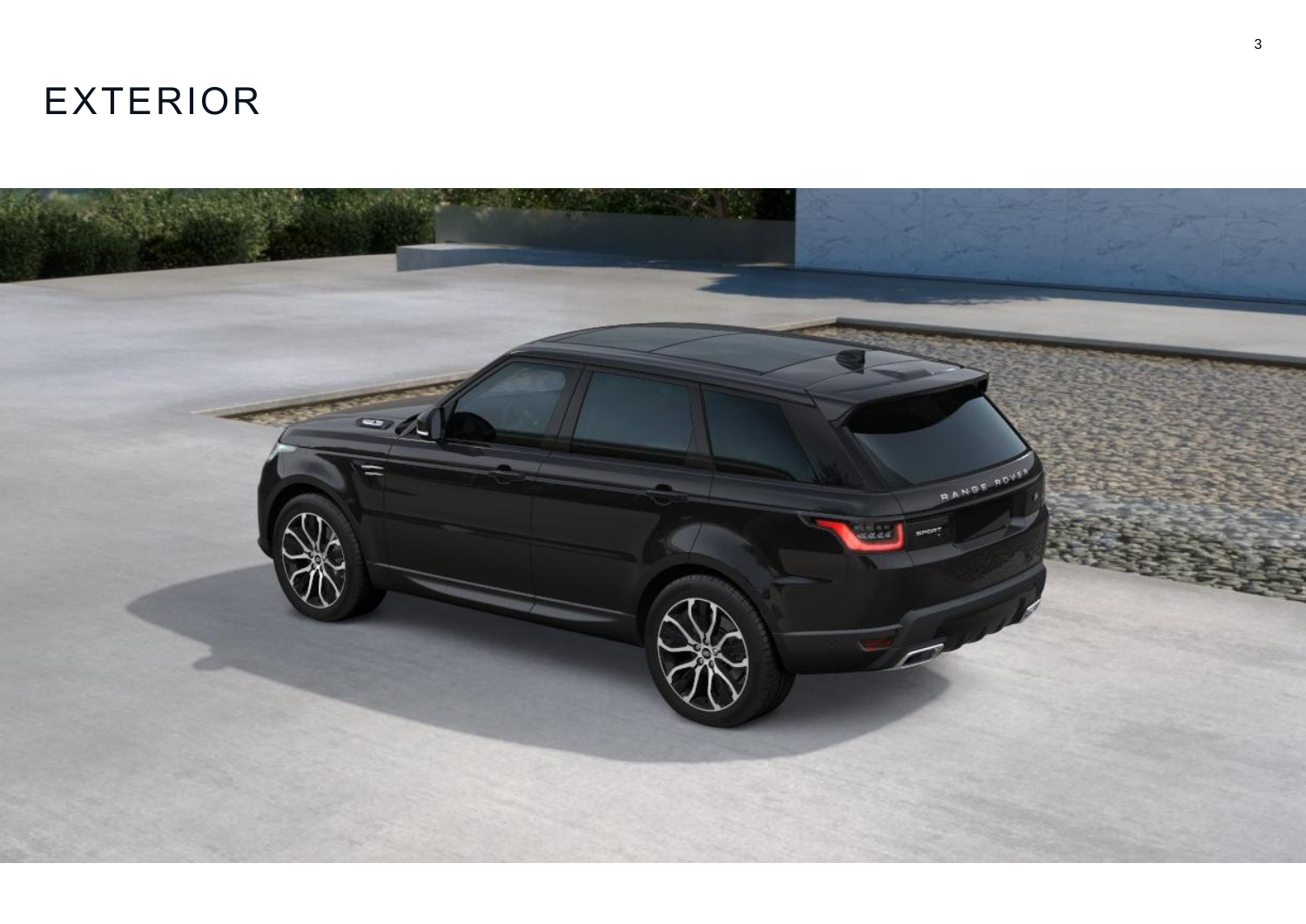# EXTERIOR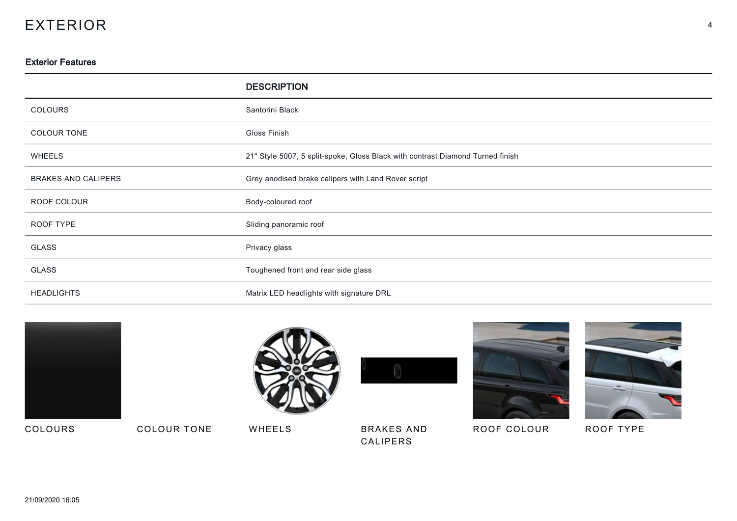# EXTERIOR

## Exterior Features

| | DESCRIPTION |
|---|---|
| COLOURS | Santorini Black |
| COLOUR TONE | Gloss Finish |
| WHEELS | 21" Style 5007, 5 split-spoke, Gloss Black with contrast Diamond Turned finish |
| BRAKES AND CALIPERS | Grey anodised brake calipers with Land Rover script |
| ROOF COLOUR | Body-coloured roof |
| ROOF TYPE | Sliding panoramic roof |
| GLASS | Privacy glass |
| GLASS | Toughened front and rear side glass |
| HEADLIGHTS | Matrix LED headlights with signature DRL |

COLOURS

COLOUR TONE

WHEELS

BRAKES AND CALIPERS

ROOF COLOUR

ROOF TYPE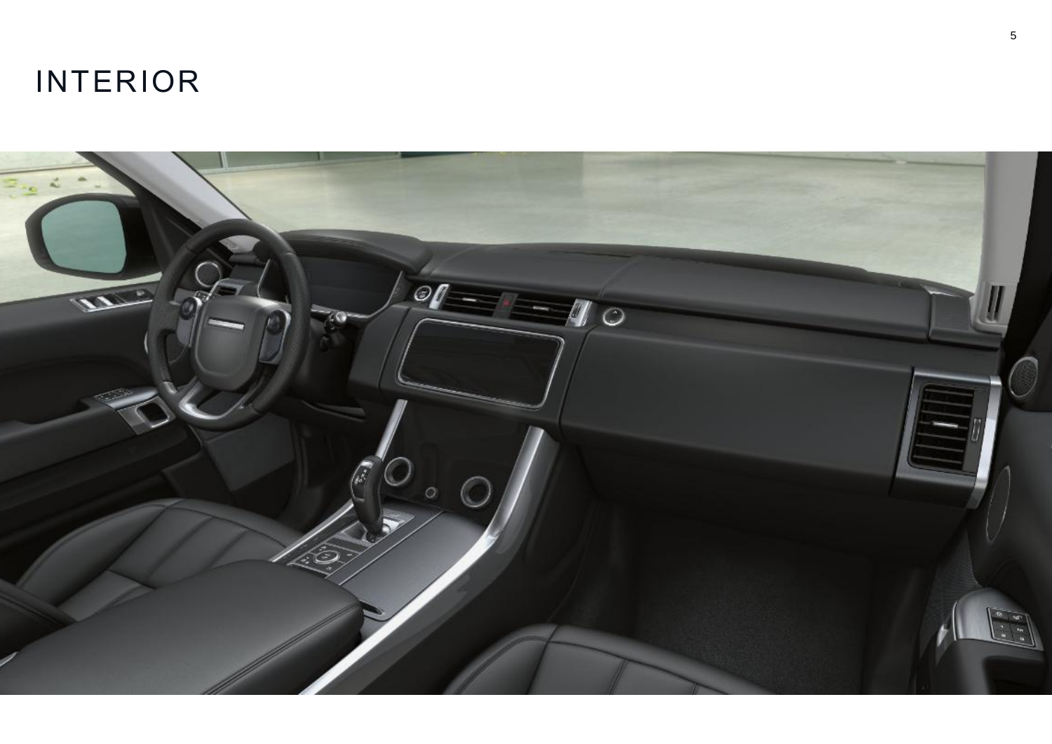# INTERIOR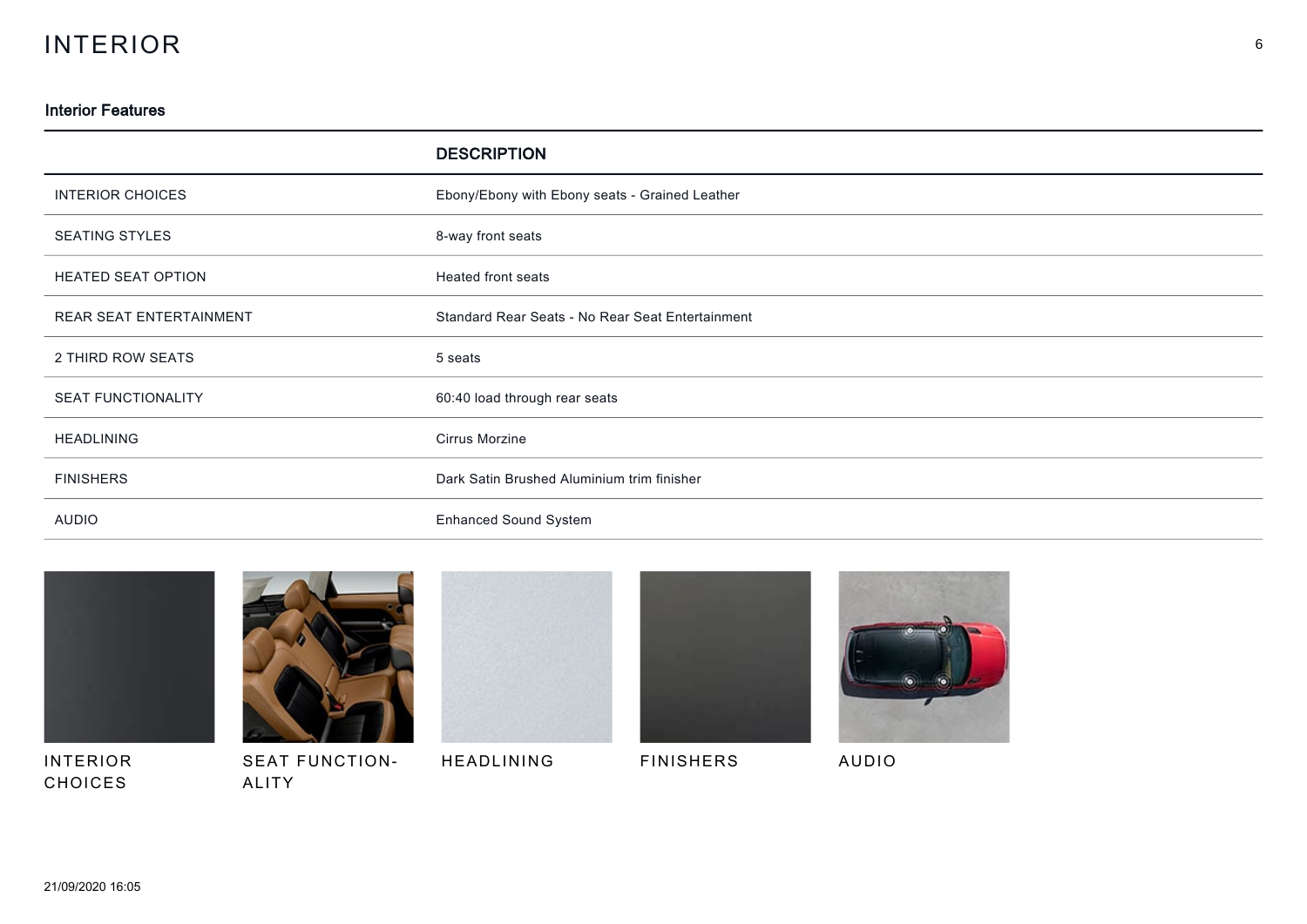# INTERIOR

## Interior Features

| | DESCRIPTION |
|---|---|
| INTERIOR CHOICES | Ebony/Ebony with Ebony seats - Grained Leather |
| SEATING STYLES | 8-way front seats |
| HEATED SEAT OPTION | Heated front seats |
| REAR SEAT ENTERTAINMENT | Standard Rear Seats - No Rear Seat Entertainment |
| 2 THIRD ROW SEATS | 5 seats |
| SEAT FUNCTIONALITY | 60:40 load through rear seats |
| HEADLINING | Cirrus Morzine |
| FINISHERS | Dark Satin Brushed Aluminium trim finisher |
| AUDIO | Enhanced Sound System |

INTERIOR CHOICES

SEAT FUNCTIONALITY

HEADLINING

FINISHERS

AUDIO

21/09/2020 16:05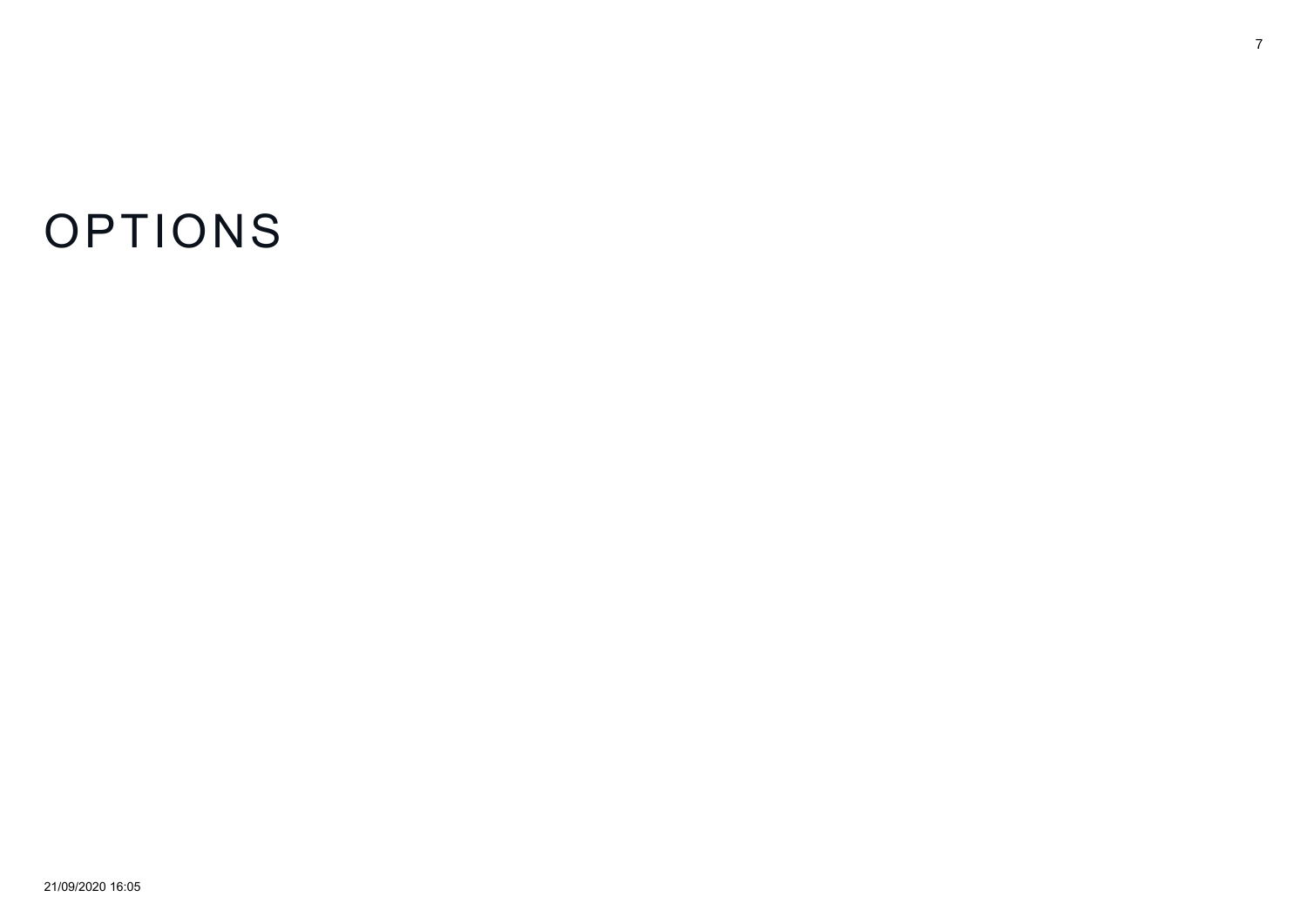# OPTIONS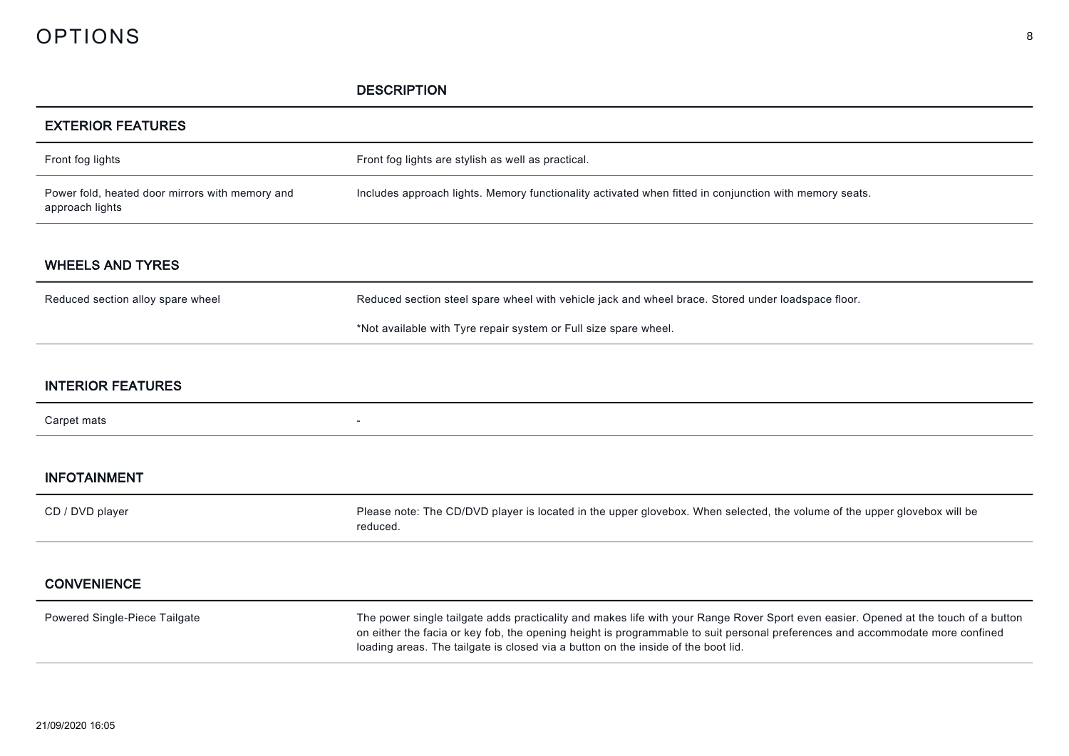# OPTIONS

| | DESCRIPTION |
|---|---|
| **EXTERIOR FEATURES** | |
| Front fog lights | Front fog lights are stylish as well as practical. |
| Power fold, heated door mirrors with memory and approach lights | Includes approach lights. Memory functionality activated when fitted in conjunction with memory seats. |
| **WHEELS AND TYRES** | |
| Reduced section alloy spare wheel | Reduced section steel spare wheel with vehicle jack and wheel brace. Stored under loadspace floor.<br><br>*Not available with Tyre repair system or Full size spare wheel. |
| **INTERIOR FEATURES** | |
| Carpet mats | - |
| **INFOTAINMENT** | |
| CD / DVD player | Please note: The CD/DVD player is located in the upper glovebox. When selected, the volume of the upper glovebox will be reduced. |
| **CONVENIENCE** | |
| Powered Single-Piece Tailgate | The power single tailgate adds practicality and makes life with your Range Rover Sport even easier. Opened at the touch of a button on either the facia or key fob, the opening height is programmable to suit personal preferences and accommodate more confined loading areas. The tailgate is closed via a button on the inside of the boot lid. |

21/09/2020 16:05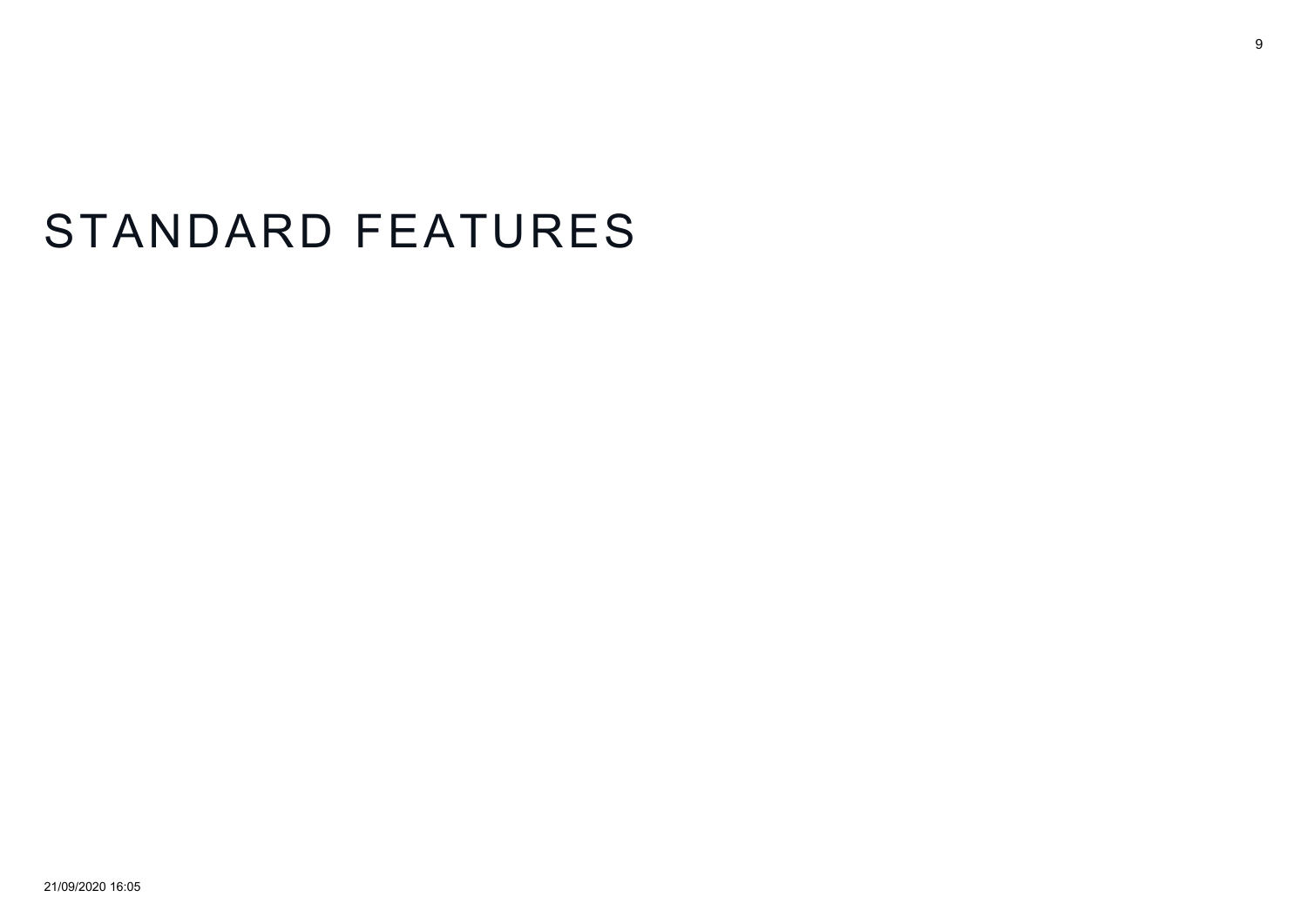# STANDARD FEATURES

21/09/2020 16:05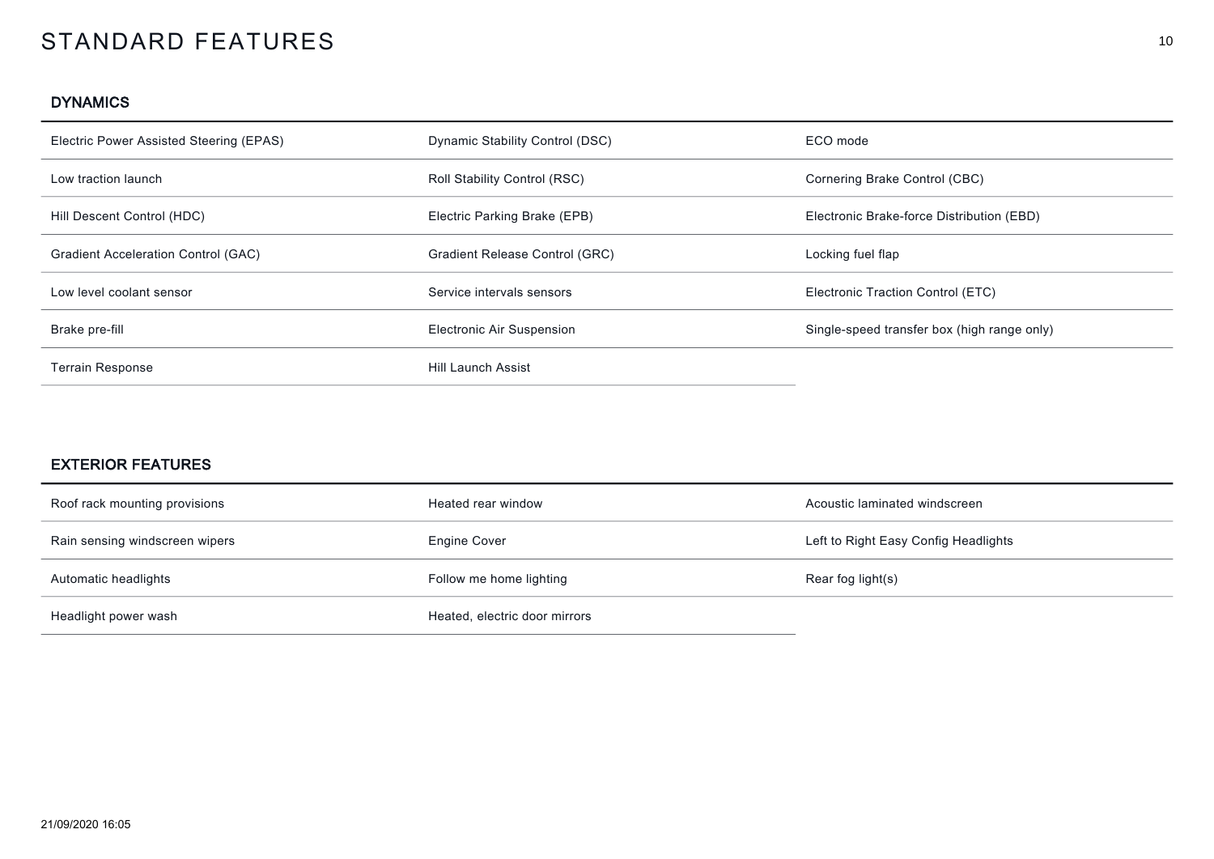# STANDARD FEATURES

## DYNAMICS

| | | |
|---|---|---|
| Electric Power Assisted Steering (EPAS) | Dynamic Stability Control (DSC) | ECO mode |
| Low traction launch | Roll Stability Control (RSC) | Cornering Brake Control (CBC) |
| Hill Descent Control (HDC) | Electric Parking Brake (EPB) | Electronic Brake-force Distribution (EBD) |
| Gradient Acceleration Control (GAC) | Gradient Release Control (GRC) | Locking fuel flap |
| Low level coolant sensor | Service intervals sensors | Electronic Traction Control (ETC) |
| Brake pre-fill | Electronic Air Suspension | Single-speed transfer box (high range only) |
| Terrain Response | Hill Launch Assist | |

## EXTERIOR FEATURES

| | | |
|---|---|---|
| Roof rack mounting provisions | Heated rear window | Acoustic laminated windscreen |
| Rain sensing windscreen wipers | Engine Cover | Left to Right Easy Config Headlights |
| Automatic headlights | Follow me home lighting | Rear fog light(s) |
| Headlight power wash | Heated, electric door mirrors | |

21/09/2020 16:05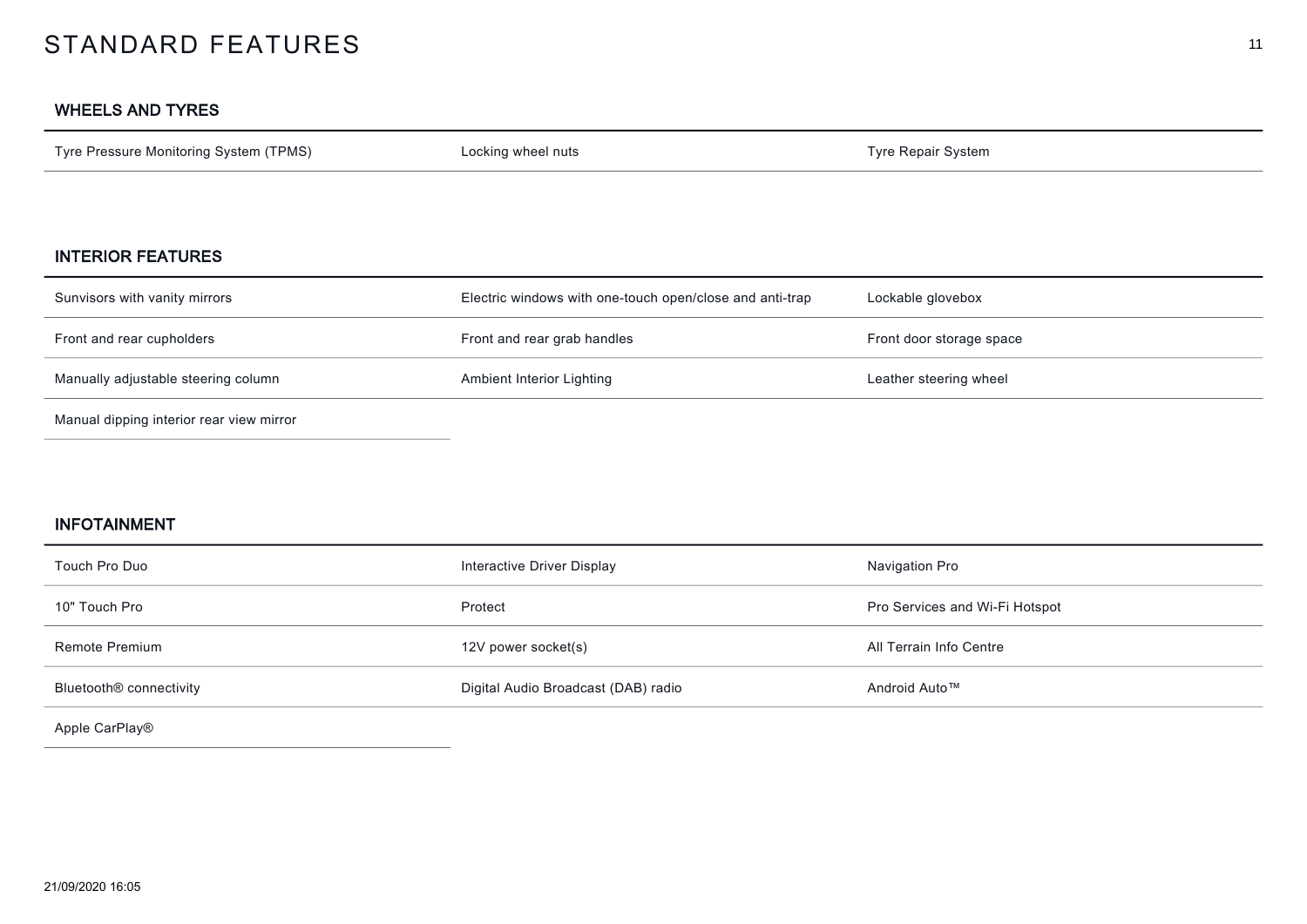# STANDARD FEATURES

## WHEELS AND TYRES

| | | |
|---|---|---|
| Tyre Pressure Monitoring System (TPMS) | Locking wheel nuts | Tyre Repair System |

## INTERIOR FEATURES

| | | |
|---|---|---|
| Sunvisors with vanity mirrors | Electric windows with one-touch open/close and anti-trap | Lockable glovebox |
| Front and rear cupholders | Front and rear grab handles | Front door storage space |
| Manually adjustable steering column | Ambient Interior Lighting | Leather steering wheel |
| Manual dipping interior rear view mirror | | |

## INFOTAINMENT

| | | |
|---|---|---|
| Touch Pro Duo | Interactive Driver Display | Navigation Pro |
| 10" Touch Pro | Protect | Pro Services and Wi-Fi Hotspot |
| Remote Premium | 12V power socket(s) | All Terrain Info Centre |
| Bluetooth® connectivity | Digital Audio Broadcast (DAB) radio | Android Auto™ |
| Apple CarPlay® | | |

21/09/2020 16:05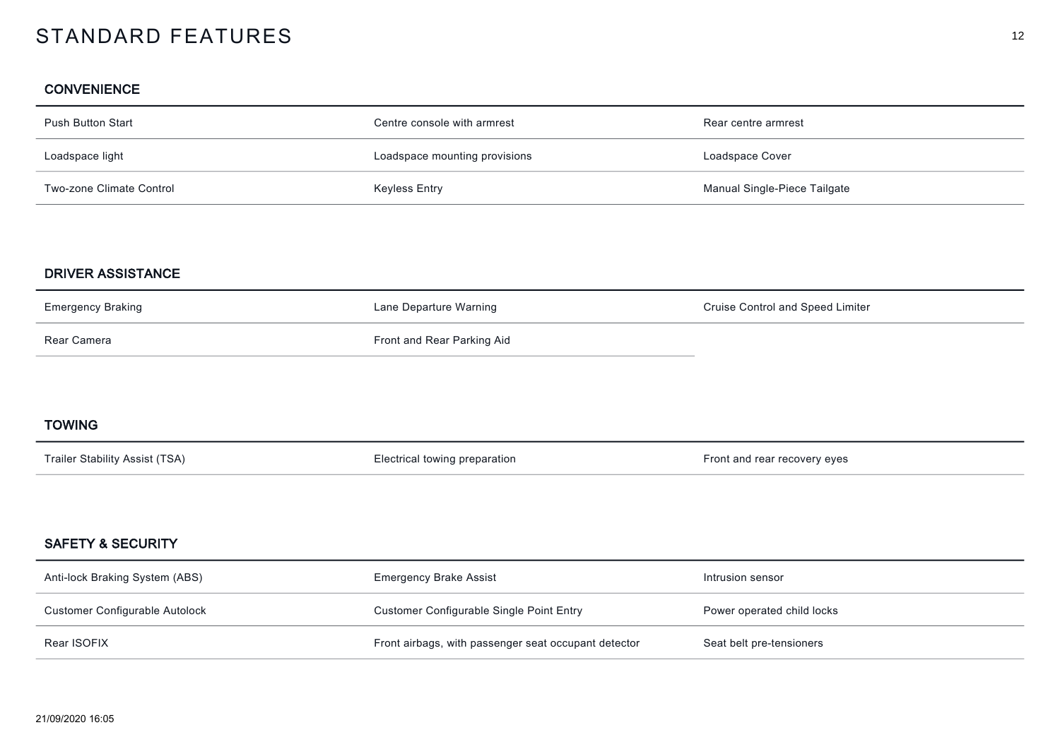# STANDARD FEATURES

## CONVENIENCE

| | | |
|---|---|---|
| Push Button Start | Centre console with armrest | Rear centre armrest |
| Loadspace light | Loadspace mounting provisions | Loadspace Cover |
| Two-zone Climate Control | Keyless Entry | Manual Single-Piece Tailgate |

## DRIVER ASSISTANCE

| | | |
|---|---|---|
| Emergency Braking | Lane Departure Warning | Cruise Control and Speed Limiter |
| Rear Camera | Front and Rear Parking Aid | |

## TOWING

| | | |
|---|---|---|
| Trailer Stability Assist (TSA) | Electrical towing preparation | Front and rear recovery eyes |

## SAFETY & SECURITY

| | | |
|---|---|---|
| Anti-lock Braking System (ABS) | Emergency Brake Assist | Intrusion sensor |
| Customer Configurable Autolock | Customer Configurable Single Point Entry | Power operated child locks |
| Rear ISOFIX | Front airbags, with passenger seat occupant detector | Seat belt pre-tensioners |

21/09/2020 16:05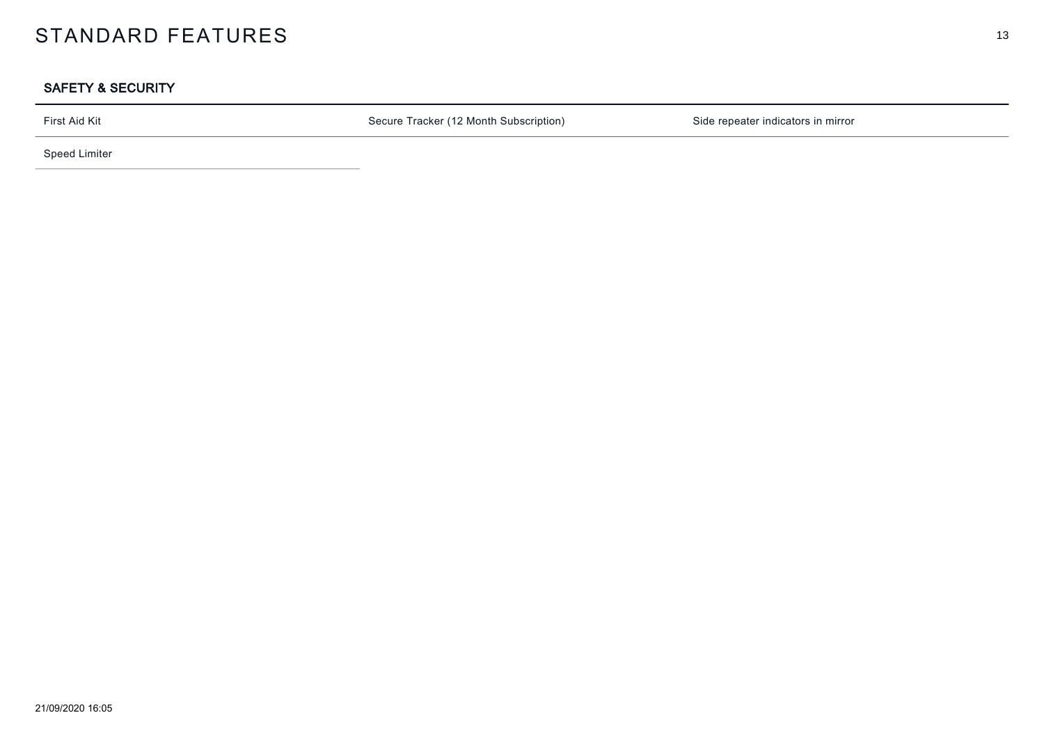# STANDARD FEATURES

## SAFETY & SECURITY

| | | |
|---|---|---|
| First Aid Kit | Secure Tracker (12 Month Subscription) | Side repeater indicators in mirror |
| Speed Limiter | | |

21/09/2020 16:05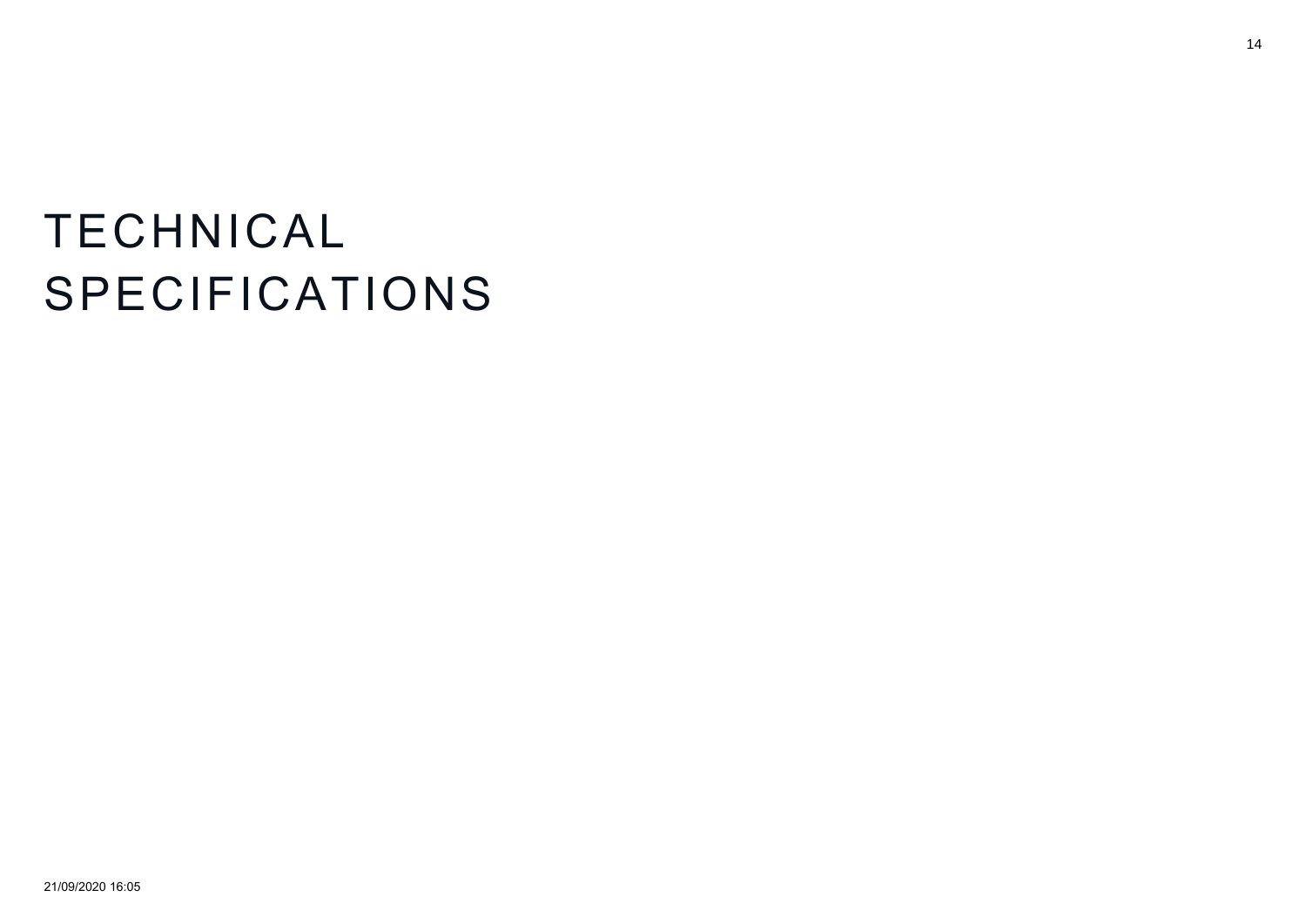# TECHNICAL SPECIFICATIONS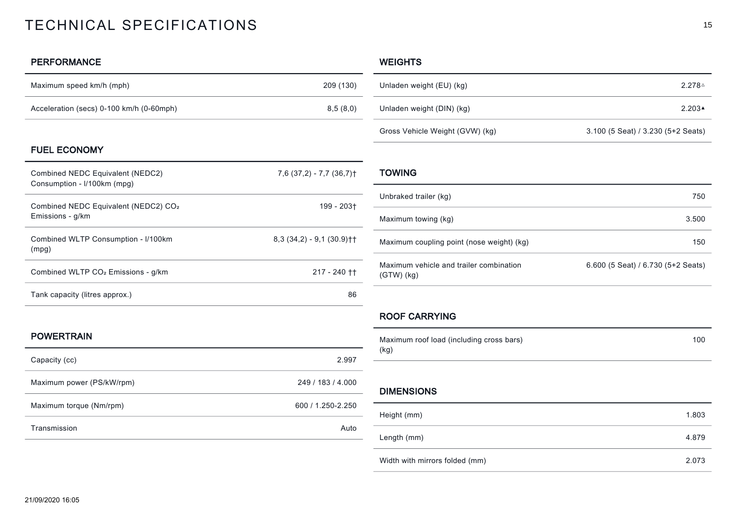# TECHNICAL SPECIFICATIONS

## PERFORMANCE

| | |
|---|---|
| Maximum speed km/h (mph) | 209 (130) |
| Acceleration (secs) 0-100 km/h (0-60mph) | 8,5 (8,0) |

## FUEL ECONOMY

| | |
|---|---|
| Combined NEDC Equivalent (NEDC2) Consumption - l/100km (mpg) | 7,6 (37,2) - 7,7 (36,7)† |
| Combined NEDC Equivalent (NEDC2) $CO_2$ Emissions - g/km | 199 - 203† |
| Combined WLTP Consumption - l/100km (mpg) | 8,3 (34,2) - 9,1 (30.9)†† |
| Combined WLTP $CO_2$ Emissions - g/km | 217 - 240 †† |
| Tank capacity (litres approx.) | 86 |

## POWERTRAIN

| | |
|---|---|
| Capacity (cc) | 2.997 |
| Maximum power (PS/kW/rpm) | 249 / 183 / 4.000 |
| Maximum torque (Nm/rpm) | 600 / 1.250-2.250 |
| Transmission | Auto |

## WEIGHTS

| | |
|---|---|
| Unladen weight (EU) (kg) | 2.278△ |
| Unladen weight (DIN) (kg) | 2.203▲ |
| Gross Vehicle Weight (GVW) (kg) | 3.100 (5 Seat) / 3.230 (5+2 Seats) |

## TOWING

| | |
|---|---|
| Unbraked trailer (kg) | 750 |
| Maximum towing (kg) | 3.500 |
| Maximum coupling point (nose weight) (kg) | 150 |
| Maximum vehicle and trailer combination (GTW) (kg) | 6.600 (5 Seat) / 6.730 (5+2 Seats) |

## ROOF CARRYING

| | |
|---|---|
| Maximum roof load (including cross bars) (kg) | 100 |

## DIMENSIONS

| | |
|---|---|
| Height (mm) | 1.803 |
| Length (mm) | 4.879 |
| Width with mirrors folded (mm) | 2.073 |

21/09/2020 16:05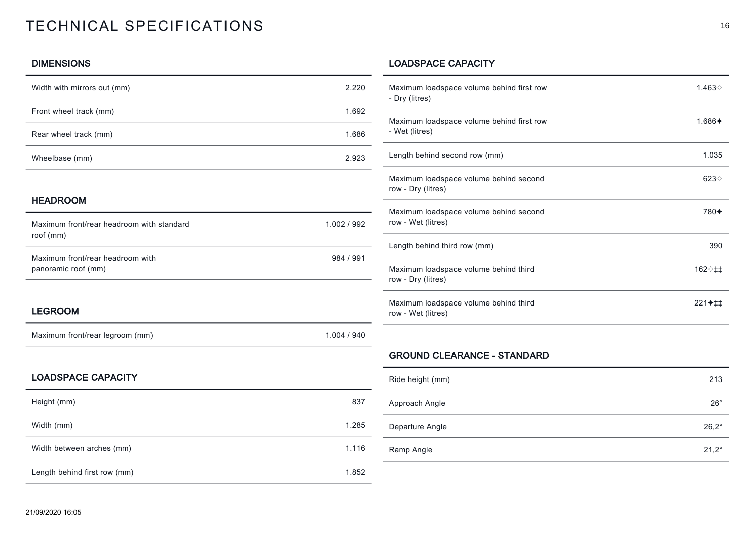# TECHNICAL SPECIFICATIONS

## DIMENSIONS

| | |
|---|---|
| Width with mirrors out (mm) | 2.220 |
| Front wheel track (mm) | 1.692 |
| Rear wheel track (mm) | 1.686 |
| Wheelbase (mm) | 2.923 |

## HEADROOM

| | |
|---|---|
| Maximum front/rear headroom with standard roof (mm) | 1.002 / 992 |
| Maximum front/rear headroom with panoramic roof (mm) | 984 / 991 |

## LEGROOM

| | |
|---|---|
| Maximum front/rear legroom (mm) | 1.004 / 940 |

## LOADSPACE CAPACITY

| | |
|---|---|
| Height (mm) | 837 |
| Width (mm) | 1.285 |
| Width between arches (mm) | 1.116 |
| Length behind first row (mm) | 1.852 |

## LOADSPACE CAPACITY

| | |
|---|---|
| Maximum loadspace volume behind first row - Dry (litres) | 1.463✧ |
| Maximum loadspace volume behind first row - Wet (litres) | 1.686✦ |
| Length behind second row (mm) | 1.035 |
| Maximum loadspace volume behind second row - Dry (litres) | 623✧ |
| Maximum loadspace volume behind second row - Wet (litres) | 780✦ |
| Length behind third row (mm) | 390 |
| Maximum loadspace volume behind third row - Dry (litres) | 162✧‡‡ |
| Maximum loadspace volume behind third row - Wet (litres) | 221✦‡‡ |

## GROUND CLEARANCE - STANDARD

| | |
|---|---|
| Ride height (mm) | 213 |
| Approach Angle | 26° |
| Departure Angle | 26,2° |
| Ramp Angle | 21,2° |

21/09/2020 16:05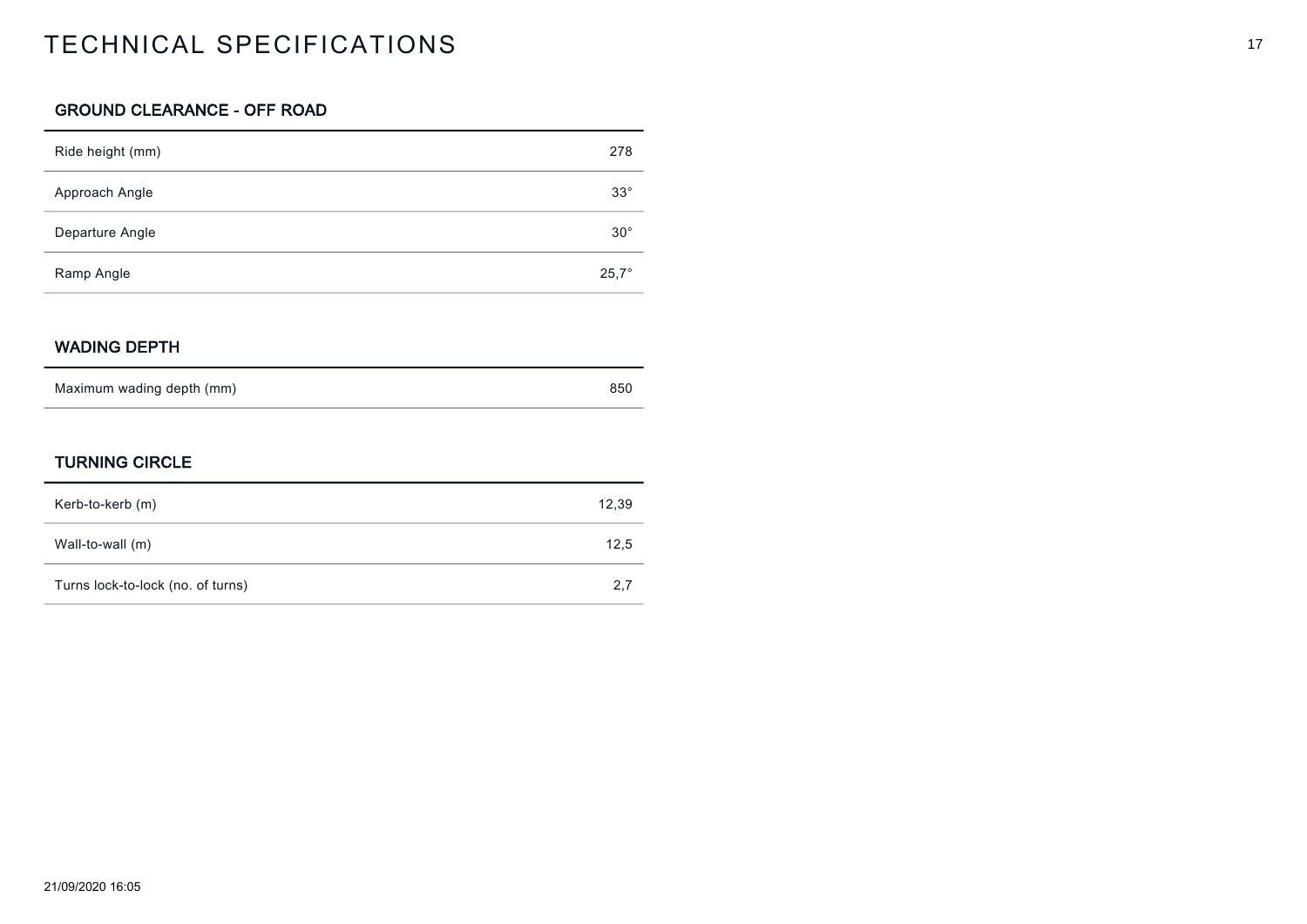# TECHNICAL SPECIFICATIONS

## GROUND CLEARANCE - OFF ROAD

| | |
|---|---|
| Ride height (mm) | 278 |
| Approach Angle | 33° |
| Departure Angle | 30° |
| Ramp Angle | 25,7° |

## WADING DEPTH

| | |
|---|---|
| Maximum wading depth (mm) | 850 |

## TURNING CIRCLE

| | |
|---|---|
| Kerb-to-kerb (m) | 12,39 |
| Wall-to-wall (m) | 12,5 |
| Turns lock-to-lock (no. of turns) | 2,7 |

21/09/2020 16:05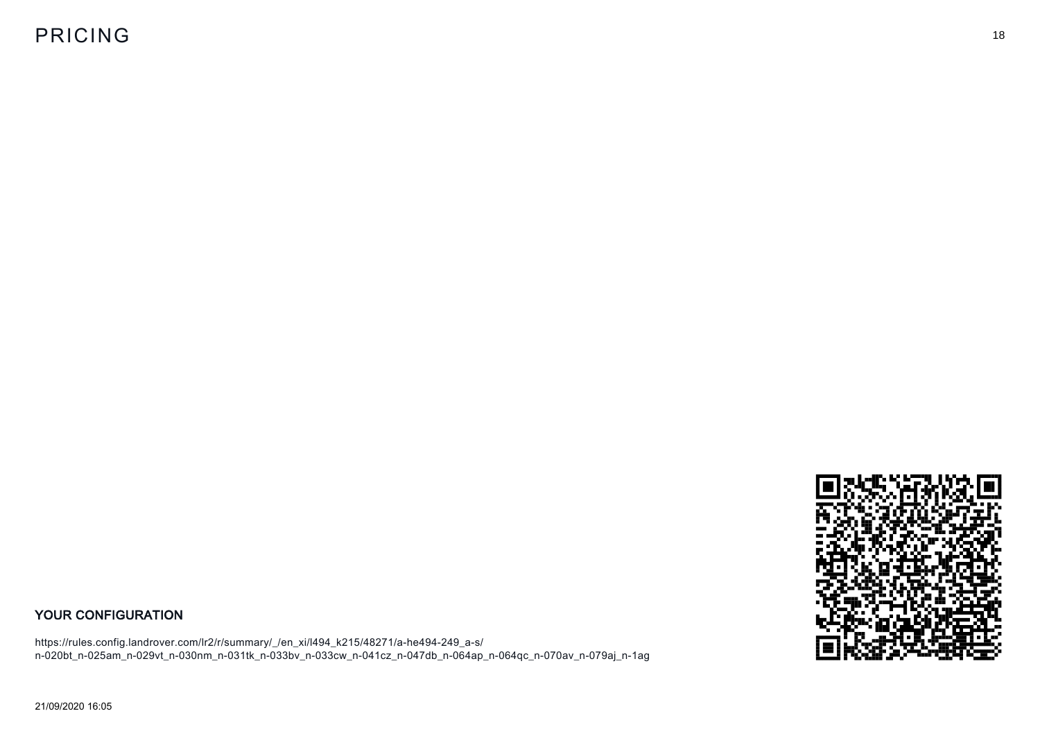# PRICING

## YOUR CONFIGURATION

https://rules.config.landrover.com/lr2/r/summary/_/en_xi/l494_k215/48271/a-he494-249_a-s/
n-020bt_n-025am_n-029vt_n-030nm_n-031tk_n-033bv_n-033cw_n-041cz_n-047db_n-064ap_n-064qc_n-070av_n-079aj_n-1ag

21/09/2020 16:05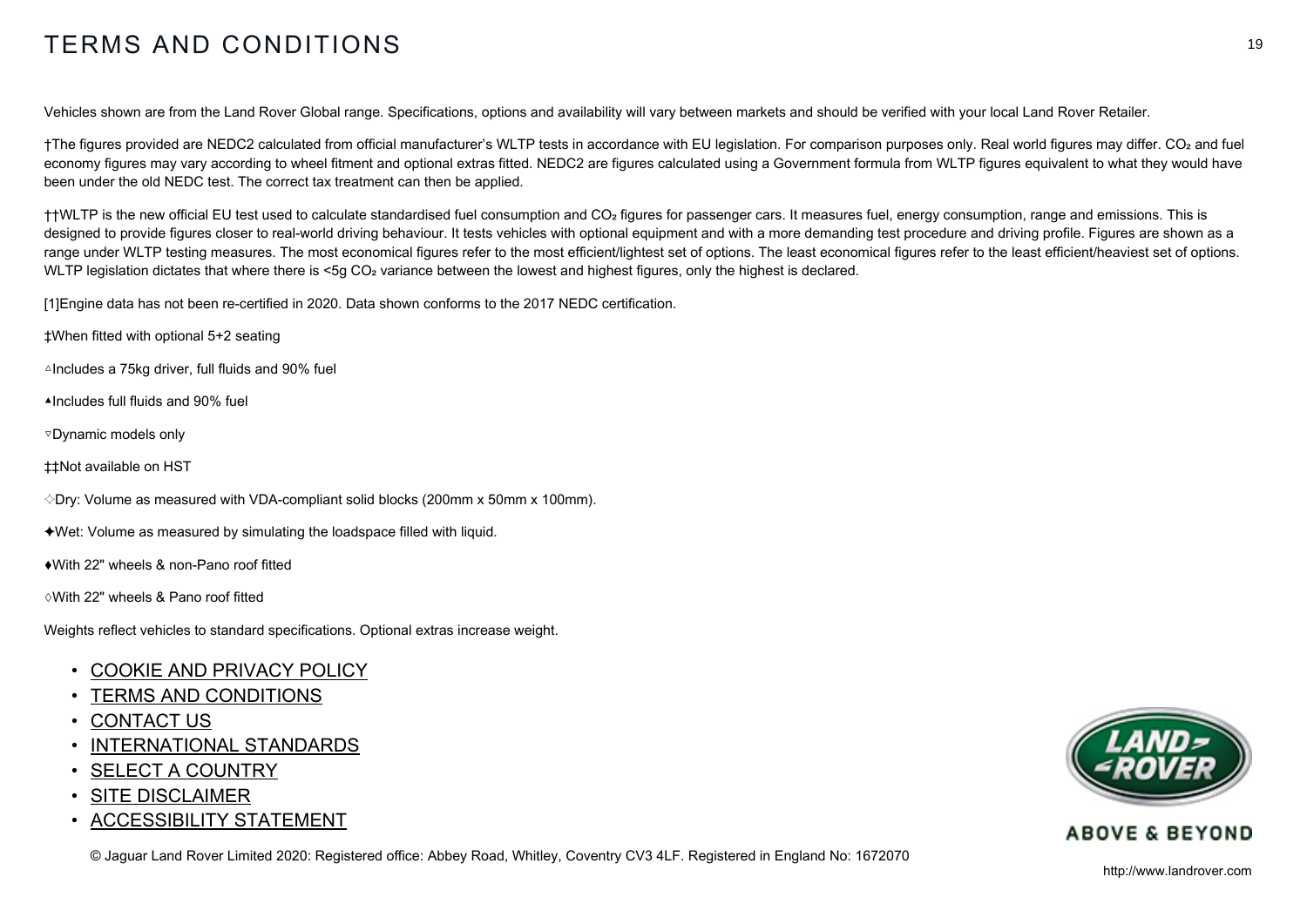# TERMS AND CONDITIONS

Vehicles shown are from the Land Rover Global range. Specifications, options and availability will vary between markets and should be verified with your local Land Rover Retailer.

†The figures provided are NEDC2 calculated from official manufacturer's WLTP tests in accordance with EU legislation. For comparison purposes only. Real world figures may differ. $CO_2$ and fuel economy figures may vary according to wheel fitment and optional extras fitted. NEDC2 are figures calculated using a Government formula from WLTP figures equivalent to what they would have been under the old NEDC test. The correct tax treatment can then be applied.

††WLTP is the new official EU test used to calculate standardised fuel consumption and $CO_2$ figures for passenger cars. It measures fuel, energy consumption, range and emissions. This is designed to provide figures closer to real-world driving behaviour. It tests vehicles with optional equipment and with a more demanding test procedure and driving profile. Figures are shown as a range under WLTP testing measures. The most economical figures refer to the most efficient/lightest set of options. The least economical figures refer to the least efficient/heaviest set of options. WLTP legislation dictates that where there is <5g $CO_2$ variance between the lowest and highest figures, only the highest is declared.

[1]Engine data has not been re-certified in 2020. Data shown conforms to the 2017 NEDC certification.

‡When fitted with optional 5+2 seating

▵Includes a 75kg driver, full fluids and 90% fuel

▴Includes full fluids and 90% fuel

▿Dynamic models only

‡‡Not available on HST

✧Dry: Volume as measured with VDA-compliant solid blocks (200mm x 50mm x 100mm).

✦Wet: Volume as measured by simulating the loadspace filled with liquid.

♦With 22" wheels & non-Pano roof fitted

◊With 22" wheels & Pano roof fitted

Weights reflect vehicles to standard specifications. Optional extras increase weight.

- COOKIE AND PRIVACY POLICY
- TERMS AND CONDITIONS
- CONTACT US
- INTERNATIONAL STANDARDS
- SELECT A COUNTRY
- SITE DISCLAIMER
- ACCESSIBILITY STATEMENT

© Jaguar Land Rover Limited 2020: Registered office: Abbey Road, Whitley, Coventry CV3 4LF. Registered in England No: 1672070

LAND ROVER

ABOVE & BEYOND

http://www.landrover.com